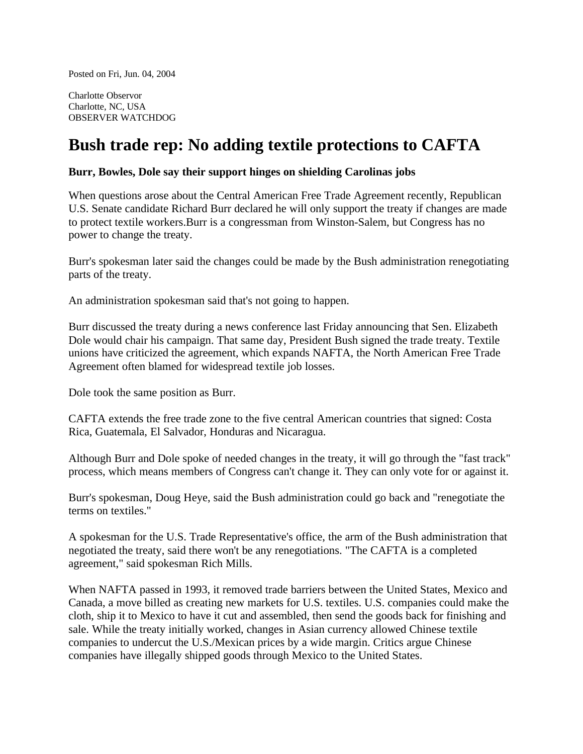Posted on Fri, Jun. 04, 2004

Charlotte Observor
Charlotte, NC, USA
OBSERVER WATCHDOG

# Bush trade rep: No adding textile protections to CAFTA

**Burr, Bowles, Dole say their support hinges on shielding Carolinas jobs**

When questions arose about the Central American Free Trade Agreement recently, Republican U.S. Senate candidate Richard Burr declared he will only support the treaty if changes are made to protect textile workers.Burr is a congressman from Winston-Salem, but Congress has no power to change the treaty.

Burr's spokesman later said the changes could be made by the Bush administration renegotiating parts of the treaty.

An administration spokesman said that's not going to happen.

Burr discussed the treaty during a news conference last Friday announcing that Sen. Elizabeth Dole would chair his campaign. That same day, President Bush signed the trade treaty. Textile unions have criticized the agreement, which expands NAFTA, the North American Free Trade Agreement often blamed for widespread textile job losses.

Dole took the same position as Burr.

CAFTA extends the free trade zone to the five central American countries that signed: Costa Rica, Guatemala, El Salvador, Honduras and Nicaragua.

Although Burr and Dole spoke of needed changes in the treaty, it will go through the "fast track" process, which means members of Congress can't change it. They can only vote for or against it.

Burr's spokesman, Doug Heye, said the Bush administration could go back and "renegotiate the terms on textiles."

A spokesman for the U.S. Trade Representative's office, the arm of the Bush administration that negotiated the treaty, said there won't be any renegotiations. "The CAFTA is a completed agreement," said spokesman Rich Mills.

When NAFTA passed in 1993, it removed trade barriers between the United States, Mexico and Canada, a move billed as creating new markets for U.S. textiles. U.S. companies could make the cloth, ship it to Mexico to have it cut and assembled, then send the goods back for finishing and sale. While the treaty initially worked, changes in Asian currency allowed Chinese textile companies to undercut the U.S./Mexican prices by a wide margin. Critics argue Chinese companies have illegally shipped goods through Mexico to the United States.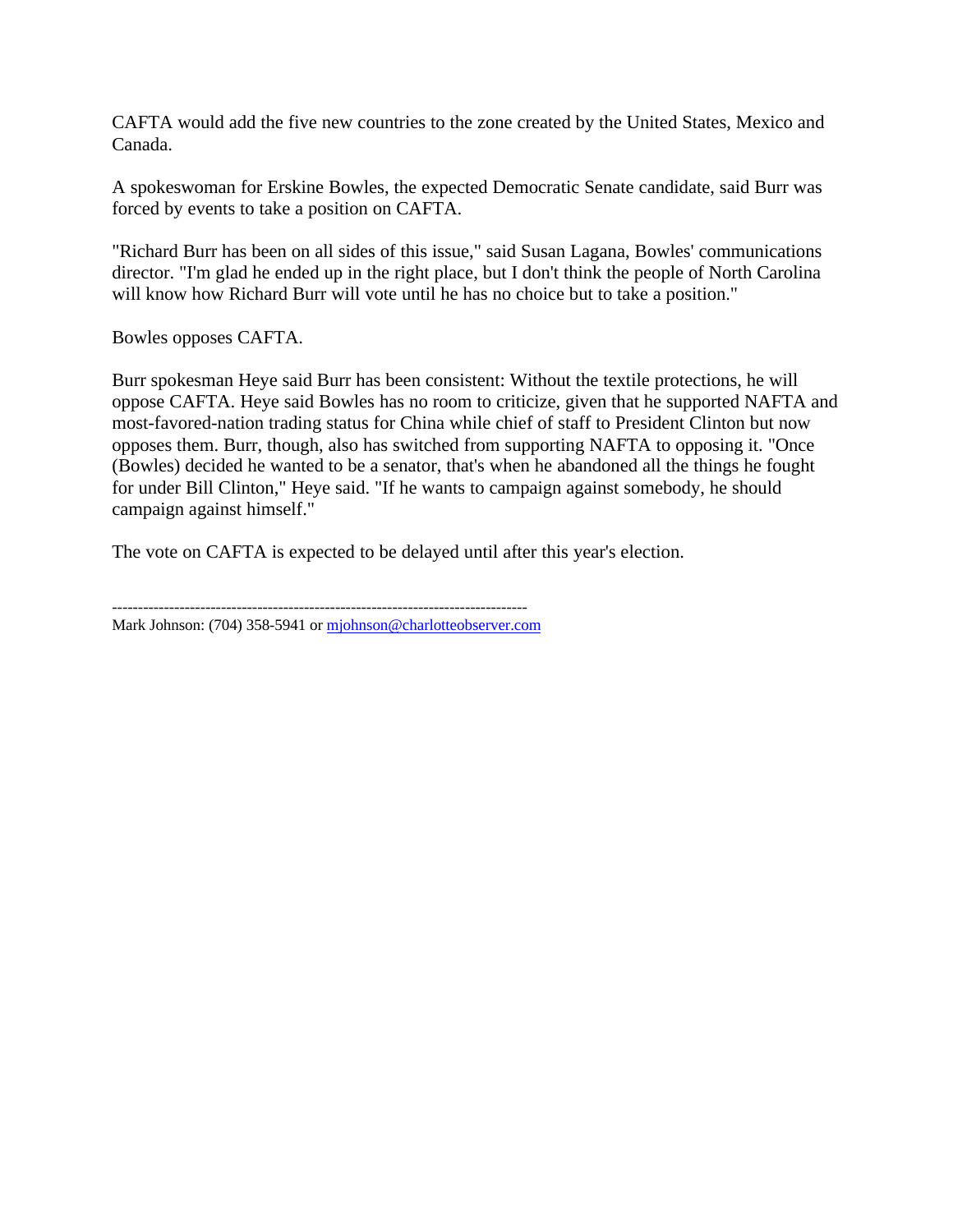CAFTA would add the five new countries to the zone created by the United States, Mexico and Canada.

A spokeswoman for Erskine Bowles, the expected Democratic Senate candidate, said Burr was forced by events to take a position on CAFTA.

"Richard Burr has been on all sides of this issue," said Susan Lagana, Bowles' communications director. "I'm glad he ended up in the right place, but I don't think the people of North Carolina will know how Richard Burr will vote until he has no choice but to take a position."

Bowles opposes CAFTA.

Burr spokesman Heye said Burr has been consistent: Without the textile protections, he will oppose CAFTA. Heye said Bowles has no room to criticize, given that he supported NAFTA and most-favored-nation trading status for China while chief of staff to President Clinton but now opposes them. Burr, though, also has switched from supporting NAFTA to opposing it. "Once (Bowles) decided he wanted to be a senator, that's when he abandoned all the things he fought for under Bill Clinton," Heye said. "If he wants to campaign against somebody, he should campaign against himself."

The vote on CAFTA is expected to be delayed until after this year's election.

---

Mark Johnson: (704) 358-5941 or mjohnson@charlotteobserver.com